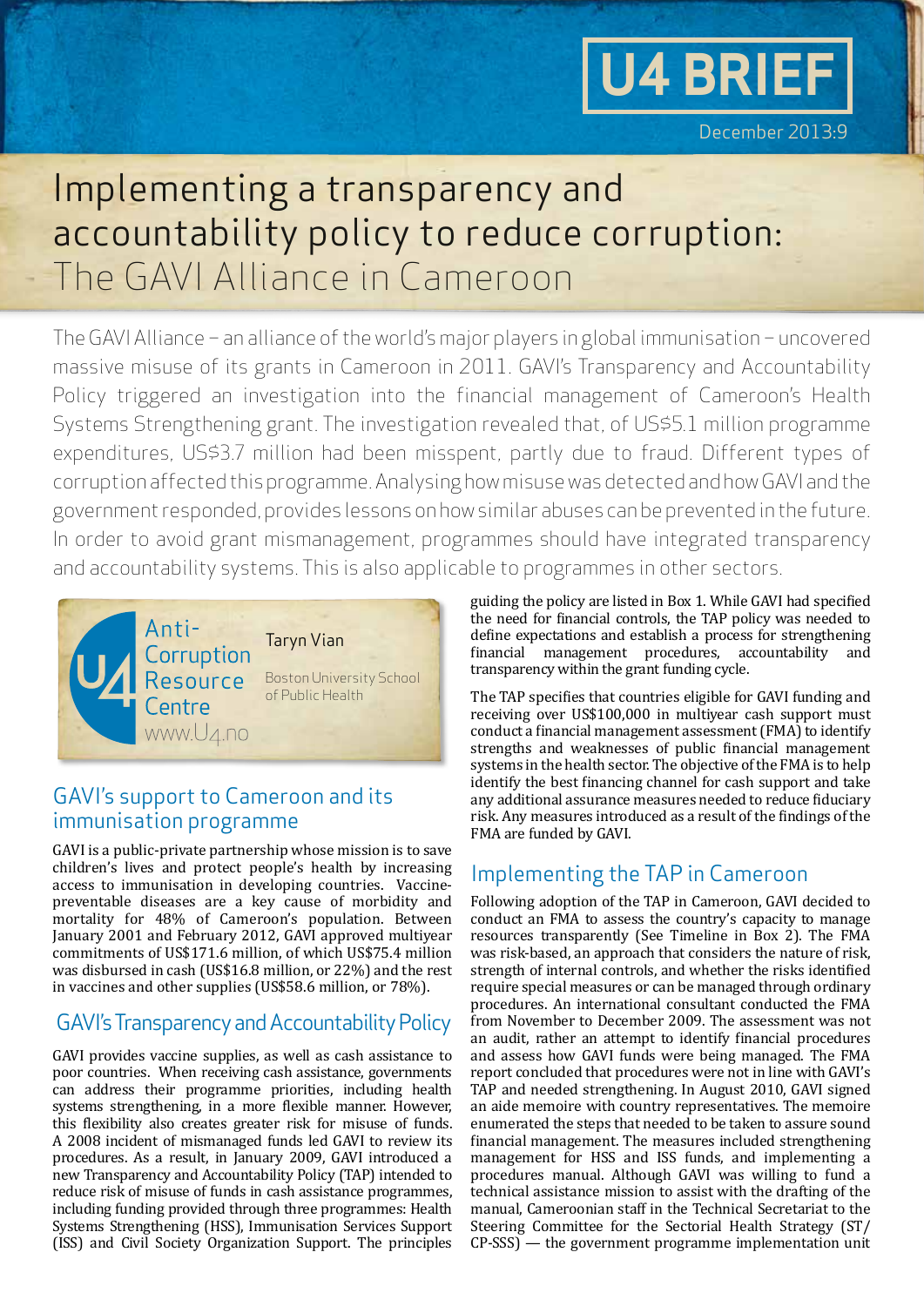U4 BRIEF

December 2013:9

# Implementing a transparency and accountability policy to reduce corruption: The GAVI Alliance in Cameroon

The GAVI Alliance – an alliance of the world's major players in global immunisation – uncovered massive misuse of its grants in Cameroon in 2011. GAVI's Transparency and Accountability Policy triggered an investigation into the financial management of Cameroon's Health Systems Strengthening grant. The investigation revealed that, of US$5.1 million programme expenditures, US$3.7 million had been misspent, partly due to fraud. Different types of corruption affected this programme. Analysing how misuse was detected and how GAVI and the government responded, provides lessons on how similar abuses can be prevented in the future. In order to avoid grant mismanagement, programmes should have integrated transparency and accountability systems. This is also applicable to programmes in other sectors.

U4 Anti-Corruption Resource Centre
www.U4.no

Taryn Vian
Boston University School of Public Health

## GAVI's support to Cameroon and its immunisation programme

GAVI is a public-private partnership whose mission is to save children's lives and protect people's health by increasing access to immunisation in developing countries. Vaccine-preventable diseases are a key cause of morbidity and mortality for 48% of Cameroon's population. Between January 2001 and February 2012, GAVI approved multiyear commitments of US$171.6 million, of which US$75.4 million was disbursed in cash (US$16.8 million, or 22%) and the rest in vaccines and other supplies (US$58.6 million, or 78%).

## GAVI's Transparency and Accountability Policy

GAVI provides vaccine supplies, as well as cash assistance to poor countries. When receiving cash assistance, governments can address their programme priorities, including health systems strengthening, in a more flexible manner. However, this flexibility also creates greater risk for misuse of funds. A 2008 incident of mismanaged funds led GAVI to review its procedures. As a result, in January 2009, GAVI introduced a new Transparency and Accountability Policy (TAP) intended to reduce risk of misuse of funds in cash assistance programmes, including funding provided through three programmes: Health Systems Strengthening (HSS), Immunisation Services Support (ISS) and Civil Society Organization Support. The principles guiding the policy are listed in Box 1. While GAVI had specified the need for financial controls, the TAP policy was needed to define expectations and establish a process for strengthening financial management procedures, accountability and transparency within the grant funding cycle.

The TAP specifies that countries eligible for GAVI funding and receiving over US$100,000 in multiyear cash support must conduct a financial management assessment (FMA) to identify strengths and weaknesses of public financial management systems in the health sector. The objective of the FMA is to help identify the best financing channel for cash support and take any additional assurance measures needed to reduce fiduciary risk. Any measures introduced as a result of the findings of the FMA are funded by GAVI.

## Implementing the TAP in Cameroon

Following adoption of the TAP in Cameroon, GAVI decided to conduct an FMA to assess the country's capacity to manage resources transparently (See Timeline in Box 2). The FMA was risk-based, an approach that considers the nature of risk, strength of internal controls, and whether the risks identified require special measures or can be managed through ordinary procedures. An international consultant conducted the FMA from November to December 2009. The assessment was not an audit, rather an attempt to identify financial procedures and assess how GAVI funds were being managed. The FMA report concluded that procedures were not in line with GAVI's TAP and needed strengthening. In August 2010, GAVI signed an aide memoire with country representatives. The memoire enumerated the steps that needed to be taken to assure sound financial management. The measures included strengthening management for HSS and ISS funds, and implementing a procedures manual. Although GAVI was willing to fund a technical assistance mission to assist with the drafting of the manual, Cameroonian staff in the Technical Secretariat to the Steering Committee for the Sectorial Health Strategy (ST/CP-SSS) — the government programme implementation unit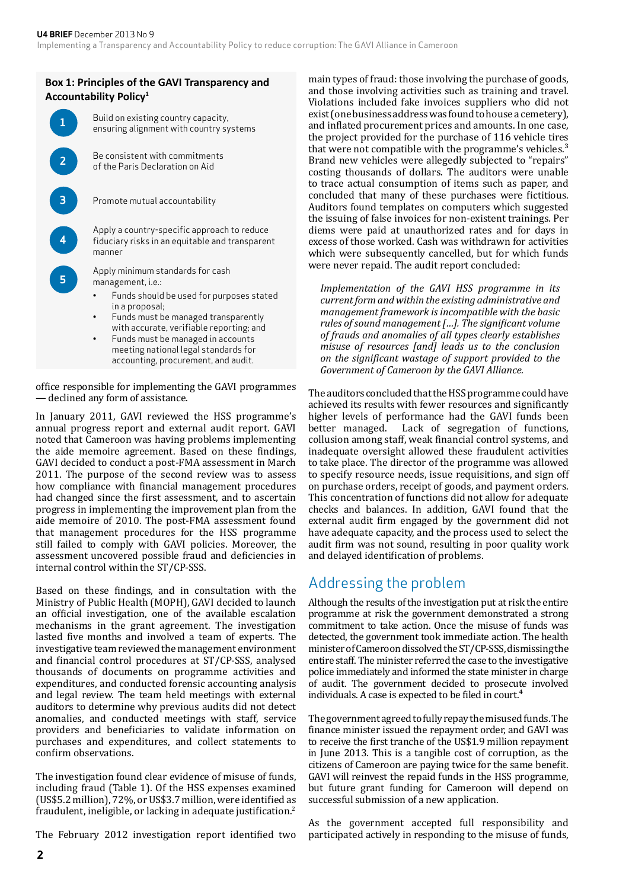**Box 1: Principles of the GAVI Transparency and Accountability Policy[1]**

1. Build on existing country capacity, ensuring alignment with country systems
2. Be consistent with commitments of the Paris Declaration on Aid
3. Promote mutual accountability
4. Apply a country-specific approach to reduce fiduciary risks in an equitable and transparent manner
5. Apply minimum standards for cash management, i.e.:
   - Funds should be used for purposes stated in a proposal;
   - Funds must be managed transparently with accurate, verifiable reporting; and
   - Funds must be managed in accounts meeting national legal standards for accounting, procurement, and audit.

office responsible for implementing the GAVI programmes — declined any form of assistance.

In January 2011, GAVI reviewed the HSS programme's annual progress report and external audit report. GAVI noted that Cameroon was having problems implementing the aide memoire agreement. Based on these findings, GAVI decided to conduct a post-FMA assessment in March 2011. The purpose of the second review was to assess how compliance with financial management procedures had changed since the first assessment, and to ascertain progress in implementing the improvement plan from the aide memoire of 2010. The post-FMA assessment found that management procedures for the HSS programme still failed to comply with GAVI policies. Moreover, the assessment uncovered possible fraud and deficiencies in internal control within the ST/CP-SSS.

Based on these findings, and in consultation with the Ministry of Public Health (MOPH), GAVI decided to launch an official investigation, one of the available escalation mechanisms in the grant agreement. The investigation lasted five months and involved a team of experts. The investigative team reviewed the management environment and financial control procedures at ST/CP-SSS, analysed thousands of documents on programme activities and expenditures, and conducted forensic accounting analysis and legal review. The team held meetings with external auditors to determine why previous audits did not detect anomalies, and conducted meetings with staff, service providers and beneficiaries to validate information on purchases and expenditures, and collect statements to confirm observations.

The investigation found clear evidence of misuse of funds, including fraud (Table 1). Of the HSS expenses examined (US$5.2 million), 72%, or US$3.7 million, were identified as fraudulent, ineligible, or lacking in adequate justification.[2]

The February 2012 investigation report identified two main types of fraud: those involving the purchase of goods, and those involving activities such as training and travel. Violations included fake invoices suppliers who did not exist (one business address was found to house a cemetery), and inflated procurement prices and amounts. In one case, the project provided for the purchase of 116 vehicle tires that were not compatible with the programme's vehicles.[3] Brand new vehicles were allegedly subjected to "repairs" costing thousands of dollars. The auditors were unable to trace actual consumption of items such as paper, and concluded that many of these purchases were fictitious. Auditors found templates on computers which suggested the issuing of false invoices for non-existent trainings. Per diems were paid at unauthorized rates and for days in excess of those worked. Cash was withdrawn for activities which were subsequently cancelled, but for which funds were never repaid. The audit report concluded:

> *Implementation of the GAVI HSS programme in its current form and within the existing administrative and management framework is incompatible with the basic rules of sound management […]. The significant volume of frauds and anomalies of all types clearly establishes misuse of resources [and] leads us to the conclusion on the significant wastage of support provided to the Government of Cameroon by the GAVI Alliance.*

The auditors concluded that the HSS programme could have achieved its results with fewer resources and significantly higher levels of performance had the GAVI funds been better managed. Lack of segregation of functions, collusion among staff, weak financial control systems, and inadequate oversight allowed these fraudulent activities to take place. The director of the programme was allowed to specify resource needs, issue requisitions, and sign off on purchase orders, receipt of goods, and payment orders. This concentration of functions did not allow for adequate checks and balances. In addition, GAVI found that the external audit firm engaged by the government did not have adequate capacity, and the process used to select the audit firm was not sound, resulting in poor quality work and delayed identification of problems.

## Addressing the problem

Although the results of the investigation put at risk the entire programme at risk the government demonstrated a strong commitment to take action. Once the misuse of funds was detected, the government took immediate action. The health minister of Cameroon dissolved the ST/CP-SSS, dismissing the entire staff. The minister referred the case to the investigative police immediately and informed the state minister in charge of audit. The government decided to prosecute involved individuals. A case is expected to be filed in court.[4]

The government agreed to fully repay the misused funds. The finance minister issued the repayment order, and GAVI was to receive the first tranche of the US$1.9 million repayment in June 2013. This is a tangible cost of corruption, as the citizens of Cameroon are paying twice for the same benefit. GAVI will reinvest the repaid funds in the HSS programme, but future grant funding for Cameroon will depend on successful submission of a new application.

As the government accepted full responsibility and participated actively in responding to the misuse of funds,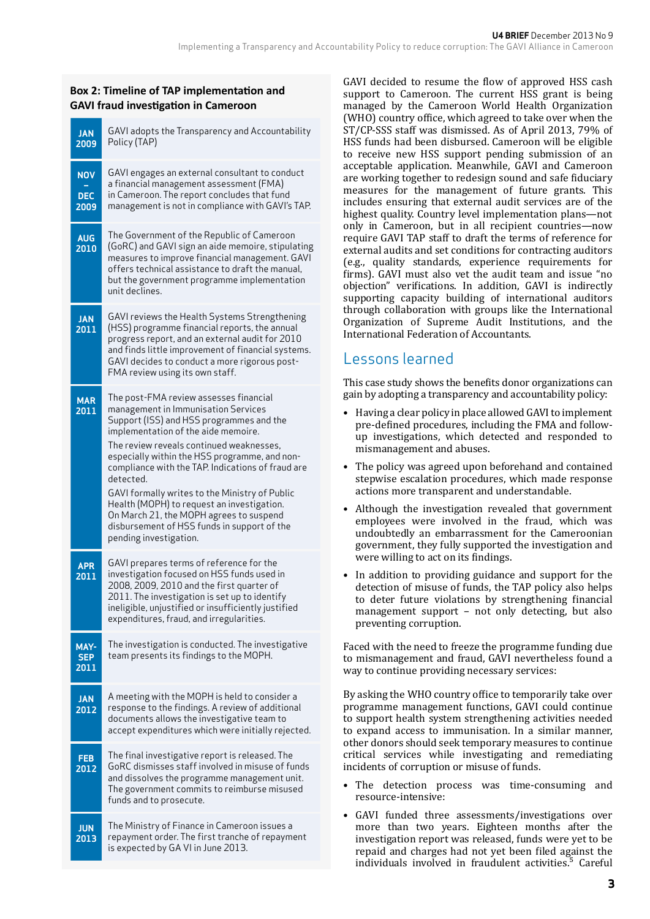**Box 2: Timeline of TAP implementation and GAVI fraud investigation in Cameroon**

| Date | Event |
|---|---|
| JAN 2009 | GAVI adopts the Transparency and Accountability Policy (TAP) |
| NOV – DEC 2009 | GAVI engages an external consultant to conduct a financial management assessment (FMA) in Cameroon. The report concludes that fund management is not in compliance with GAVI's TAP. |
| AUG 2010 | The Government of the Republic of Cameroon (GoRC) and GAVI sign an aide memoire, stipulating measures to improve financial management. GAVI offers technical assistance to draft the manual, but the government programme implementation unit declines. |
| JAN 2011 | GAVI reviews the Health Systems Strengthening (HSS) programme financial reports, the annual progress report, and an external audit for 2010 and finds little improvement of financial systems. GAVI decides to conduct a more rigorous post-FMA review using its own staff. |
| MAR 2011 | The post-FMA review assesses financial management in Immunisation Services Support (ISS) and HSS programmes and the implementation of the aide memoire. The review reveals continued weaknesses, especially within the HSS programme, and non-compliance with the TAP. Indications of fraud are detected. GAVI formally writes to the Ministry of Public Health (MOPH) to request an investigation. On March 21, the MOPH agrees to suspend disbursement of HSS funds in support of the pending investigation. |
| APR 2011 | GAVI prepares terms of reference for the investigation focused on HSS funds used in 2008, 2009, 2010 and the first quarter of 2011. The investigation is set up to identify ineligible, unjustified or insufficiently justified expenditures, fraud, and irregularities. |
| MAY-SEP 2011 | The investigation is conducted. The investigative team presents its findings to the MOPH. |
| JAN 2012 | A meeting with the MOPH is held to consider a response to the findings. A review of additional documents allows the investigative team to accept expenditures which were initially rejected. |
| FEB 2012 | The final investigative report is released. The GoRC dismisses staff involved in misuse of funds and dissolves the programme management unit. The government commits to reimburse misused funds and to prosecute. |
| JUN 2013 | The Ministry of Finance in Cameroon issues a repayment order. The first tranche of repayment is expected by GA VI in June 2013. |

GAVI decided to resume the flow of approved HSS cash support to Cameroon. The current HSS grant is being managed by the Cameroon World Health Organization (WHO) country office, which agreed to take over when the ST/CP-SSS staff was dismissed. As of April 2013, 79% of HSS funds had been disbursed. Cameroon will be eligible to receive new HSS support pending submission of an acceptable application. Meanwhile, GAVI and Cameroon are working together to redesign sound and safe fiduciary measures for the management of future grants. This includes ensuring that external audit services are of the highest quality. Country level implementation plans—not only in Cameroon, but in all recipient countries—now require GAVI TAP staff to draft the terms of reference for external audits and set conditions for contracting auditors (e.g., quality standards, experience requirements for firms). GAVI must also vet the audit team and issue "no objection" verifications. In addition, GAVI is indirectly supporting capacity building of international auditors through collaboration with groups like the International Organization of Supreme Audit Institutions, and the International Federation of Accountants.

## Lessons learned

This case study shows the benefits donor organizations can gain by adopting a transparency and accountability policy:

- Having a clear policy in place allowed GAVI to implement pre-defined procedures, including the FMA and follow-up investigations, which detected and responded to mismanagement and abuses.
- The policy was agreed upon beforehand and contained stepwise escalation procedures, which made response actions more transparent and understandable.
- Although the investigation revealed that government employees were involved in the fraud, which was undoubtedly an embarrassment for the Cameroonian government, they fully supported the investigation and were willing to act on its findings.
- In addition to providing guidance and support for the detection of misuse of funds, the TAP policy also helps to deter future violations by strengthening financial management support – not only detecting, but also preventing corruption.

Faced with the need to freeze the programme funding due to mismanagement and fraud, GAVI nevertheless found a way to continue providing necessary services:

By asking the WHO country office to temporarily take over programme management functions, GAVI could continue to support health system strengthening activities needed to expand access to immunisation. In a similar manner, other donors should seek temporary measures to continue critical services while investigating and remediating incidents of corruption or misuse of funds.

- The detection process was time-consuming and resource-intensive:
- GAVI funded three assessments/investigations over more than two years. Eighteen months after the investigation report was released, funds were yet to be repaid and charges had not yet been filed against the individuals involved in fraudulent activities.[5] Careful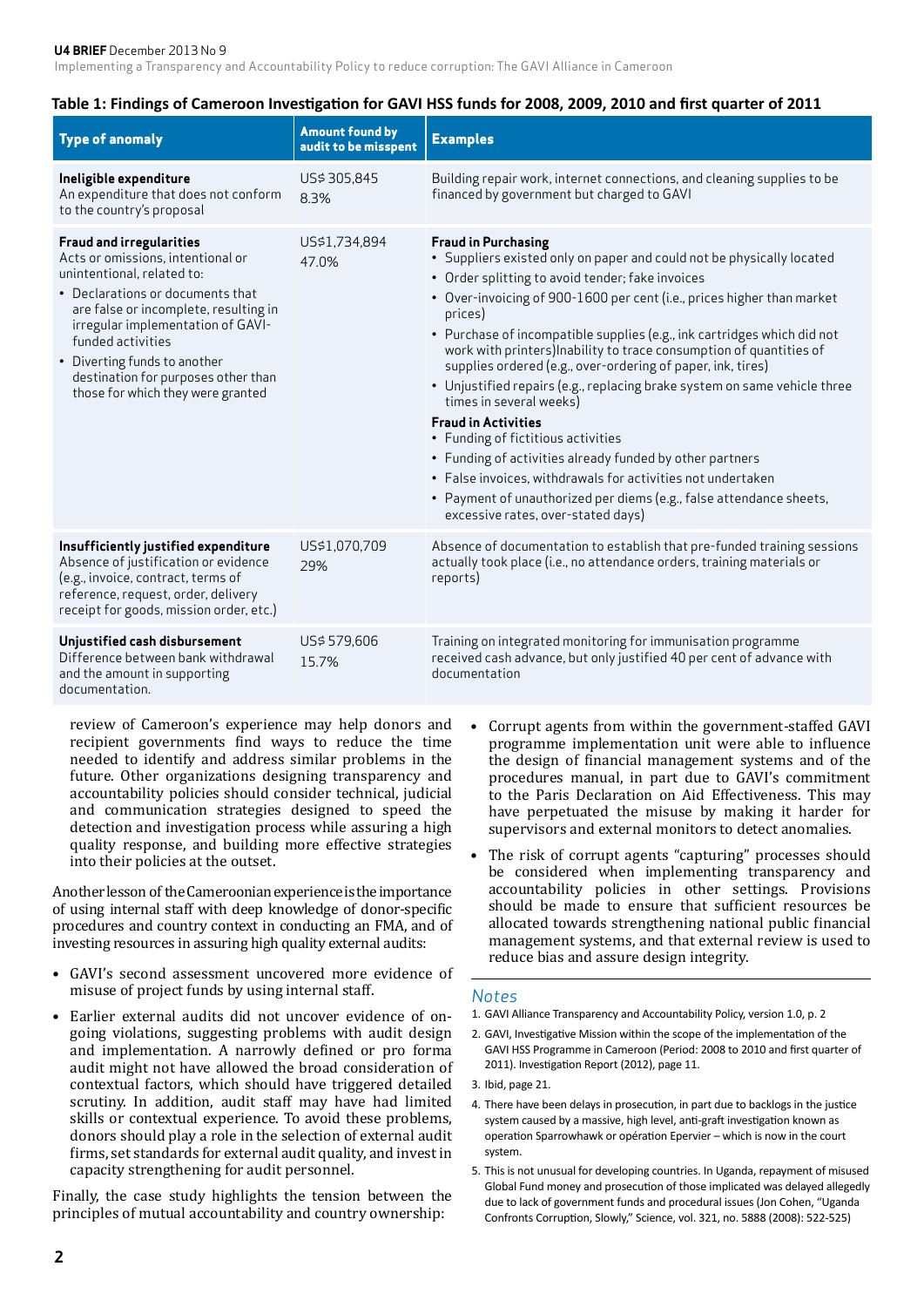**Table 1: Findings of Cameroon Investigation for GAVI HSS funds for 2008, 2009, 2010 and first quarter of 2011**

| Type of anomaly | Amount found by audit to be misspent | Examples |
|---|---|---|
| **Ineligible expenditure**<br>An expenditure that does not conform to the country's proposal | US$ 305,845<br>8.3% | Building repair work, internet connections, and cleaning supplies to be financed by government but charged to GAVI |
| **Fraud and irregularities**<br>Acts or omissions, intentional or unintentional, related to:<br>• Declarations or documents that are false or incomplete, resulting in irregular implementation of GAVI-funded activities<br>• Diverting funds to another destination for purposes other than those for which they were granted | US$1,734,894<br>47.0% | **Fraud in Purchasing**<br>• Suppliers existed only on paper and could not be physically located<br>• Order splitting to avoid tender; fake invoices<br>• Over-invoicing of 900-1600 per cent (i.e., prices higher than market prices)<br>• Purchase of incompatible supplies (e.g., ink cartridges which did not work with printers)Inability to trace consumption of quantities of supplies ordered (e.g., over-ordering of paper, ink, tires)<br>• Unjustified repairs (e.g., replacing brake system on same vehicle three times in several weeks)<br>**Fraud in Activities**<br>• Funding of fictitious activities<br>• Funding of activities already funded by other partners<br>• False invoices, withdrawals for activities not undertaken<br>• Payment of unauthorized per diems (e.g., false attendance sheets, excessive rates, over-stated days) |
| **Insufficiently justified expenditure**<br>Absence of justification or evidence (e.g., invoice, contract, terms of reference, request, order, delivery receipt for goods, mission order, etc.) | US$1,070,709<br>29% | Absence of documentation to establish that pre-funded training sessions actually took place (i.e., no attendance orders, training materials or reports) |
| **Unjustified cash disbursement**<br>Difference between bank withdrawal and the amount in supporting documentation. | US$ 579,606<br>15.7% | Training on integrated monitoring for immunisation programme received cash advance, but only justified 40 per cent of advance with documentation |

review of Cameroon's experience may help donors and recipient governments find ways to reduce the time needed to identify and address similar problems in the future. Other organizations designing transparency and accountability policies should consider technical, judicial and communication strategies designed to speed the detection and investigation process while assuring a high quality response, and building more effective strategies into their policies at the outset.

Another lesson of the Cameroonian experience is the importance of using internal staff with deep knowledge of donor-specific procedures and country context in conducting an FMA, and of investing resources in assuring high quality external audits:

- GAVI's second assessment uncovered more evidence of misuse of project funds by using internal staff.
- Earlier external audits did not uncover evidence of on-going violations, suggesting problems with audit design and implementation. A narrowly defined or pro forma audit might not have allowed the broad consideration of contextual factors, which should have triggered detailed scrutiny. In addition, audit staff may have had limited skills or contextual experience. To avoid these problems, donors should play a role in the selection of external audit firms, set standards for external audit quality, and invest in capacity strengthening for audit personnel.

Finally, the case study highlights the tension between the principles of mutual accountability and country ownership:

- Corrupt agents from within the government-staffed GAVI programme implementation unit were able to influence the design of financial management systems and of the procedures manual, in part due to GAVI's commitment to the Paris Declaration on Aid Effectiveness. This may have perpetuated the misuse by making it harder for supervisors and external monitors to detect anomalies.
- The risk of corrupt agents "capturing" processes should be considered when implementing transparency and accountability policies in other settings. Provisions should be made to ensure that sufficient resources be allocated towards strengthening national public financial management systems, and that external review is used to reduce bias and assure design integrity.

## Notes

1. GAVI Alliance Transparency and Accountability Policy, version 1.0, p. 2
2. GAVI, Investigative Mission within the scope of the implementation of the GAVI HSS Programme in Cameroon (Period: 2008 to 2010 and first quarter of 2011). Investigation Report (2012), page 11.
3. Ibid, page 21.
4. There have been delays in prosecution, in part due to backlogs in the justice system caused by a massive, high level, anti-graft investigation known as operation Sparrowhawk or opération Epervier – which is now in the court system.
5. This is not unusual for developing countries. In Uganda, repayment of misused Global Fund money and prosecution of those implicated was delayed allegedly due to lack of government funds and procedural issues (Jon Cohen, "Uganda Confronts Corruption, Slowly," Science, vol. 321, no. 5888 (2008): 522-525)